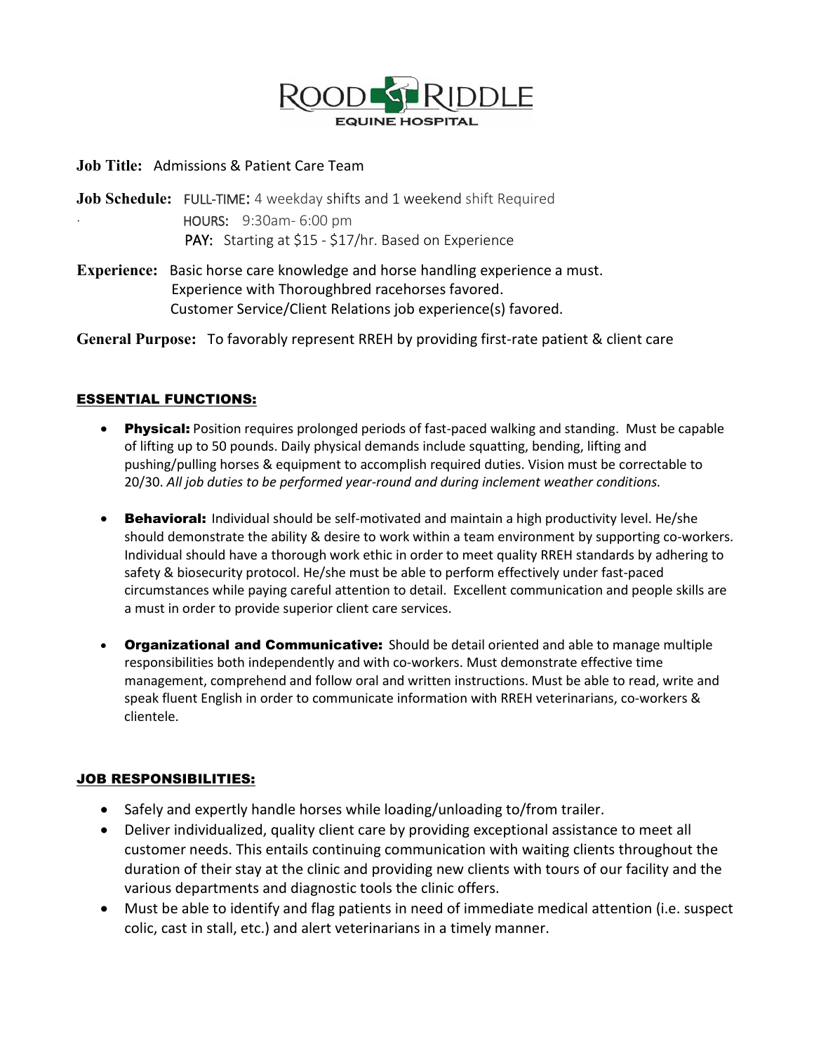# ROOD RIDDLE EQUINE HOSPITAL

**Job Title:** Admissions & Patient Care Team

**Job Schedule:** FULL-TIME: 4 weekday shifts and 1 weekend shift Required
HOURS: 9:30am- 6:00 pm
PAY: Starting at $15 - $17/hr. Based on Experience

**Experience:** Basic horse care knowledge and horse handling experience a must.
Experience with Thoroughbred racehorses favored.
Customer Service/Client Relations job experience(s) favored.

**General Purpose:** To favorably represent RREH by providing first-rate patient & client care

## ESSENTIAL FUNCTIONS:

- **Physical:** Position requires prolonged periods of fast-paced walking and standing. Must be capable of lifting up to 50 pounds. Daily physical demands include squatting, bending, lifting and pushing/pulling horses & equipment to accomplish required duties. Vision must be correctable to 20/30. *All job duties to be performed year-round and during inclement weather conditions.*

- **Behavioral:** Individual should be self-motivated and maintain a high productivity level. He/she should demonstrate the ability & desire to work within a team environment by supporting co-workers. Individual should have a thorough work ethic in order to meet quality RREH standards by adhering to safety & biosecurity protocol. He/she must be able to perform effectively under fast-paced circumstances while paying careful attention to detail. Excellent communication and people skills are a must in order to provide superior client care services.

- **Organizational and Communicative:** Should be detail oriented and able to manage multiple responsibilities both independently and with co-workers. Must demonstrate effective time management, comprehend and follow oral and written instructions. Must be able to read, write and speak fluent English in order to communicate information with RREH veterinarians, co-workers & clientele.

## JOB RESPONSIBILITIES:

- Safely and expertly handle horses while loading/unloading to/from trailer.
- Deliver individualized, quality client care by providing exceptional assistance to meet all customer needs. This entails continuing communication with waiting clients throughout the duration of their stay at the clinic and providing new clients with tours of our facility and the various departments and diagnostic tools the clinic offers.
- Must be able to identify and flag patients in need of immediate medical attention (i.e. suspect colic, cast in stall, etc.) and alert veterinarians in a timely manner.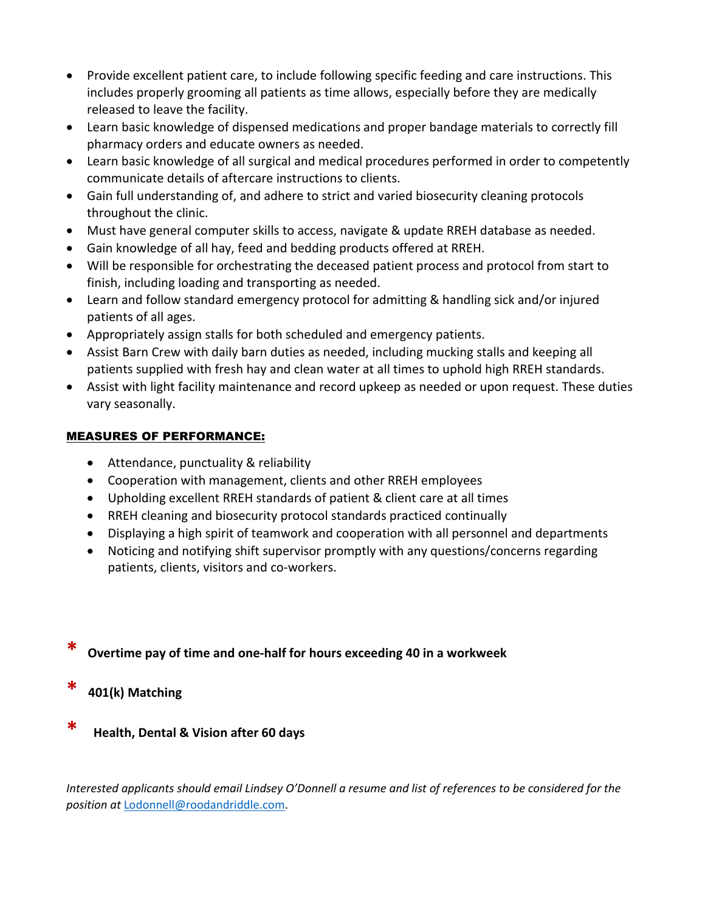- Provide excellent patient care, to include following specific feeding and care instructions. This includes properly grooming all patients as time allows, especially before they are medically released to leave the facility.
- Learn basic knowledge of dispensed medications and proper bandage materials to correctly fill pharmacy orders and educate owners as needed.
- Learn basic knowledge of all surgical and medical procedures performed in order to competently communicate details of aftercare instructions to clients.
- Gain full understanding of, and adhere to strict and varied biosecurity cleaning protocols throughout the clinic.
- Must have general computer skills to access, navigate & update RREH database as needed.
- Gain knowledge of all hay, feed and bedding products offered at RREH.
- Will be responsible for orchestrating the deceased patient process and protocol from start to finish, including loading and transporting as needed.
- Learn and follow standard emergency protocol for admitting & handling sick and/or injured patients of all ages.
- Appropriately assign stalls for both scheduled and emergency patients.
- Assist Barn Crew with daily barn duties as needed, including mucking stalls and keeping all patients supplied with fresh hay and clean water at all times to uphold high RREH standards.
- Assist with light facility maintenance and record upkeep as needed or upon request. These duties vary seasonally.

**MEASURES OF PERFORMANCE:**

- Attendance, punctuality & reliability
- Cooperation with management, clients and other RREH employees
- Upholding excellent RREH standards of patient & client care at all times
- RREH cleaning and biosecurity protocol standards practiced continually
- Displaying a high spirit of teamwork and cooperation with all personnel and departments
- Noticing and notifying shift supervisor promptly with any questions/concerns regarding patients, clients, visitors and co-workers.

* **Overtime pay of time and one-half for hours exceeding 40 in a workweek**

* **401(k) Matching**

* **Health, Dental & Vision after 60 days**

*Interested applicants should email Lindsey O'Donnell a resume and list of references to be considered for the position at* Lodonnell@roodandriddle.com.